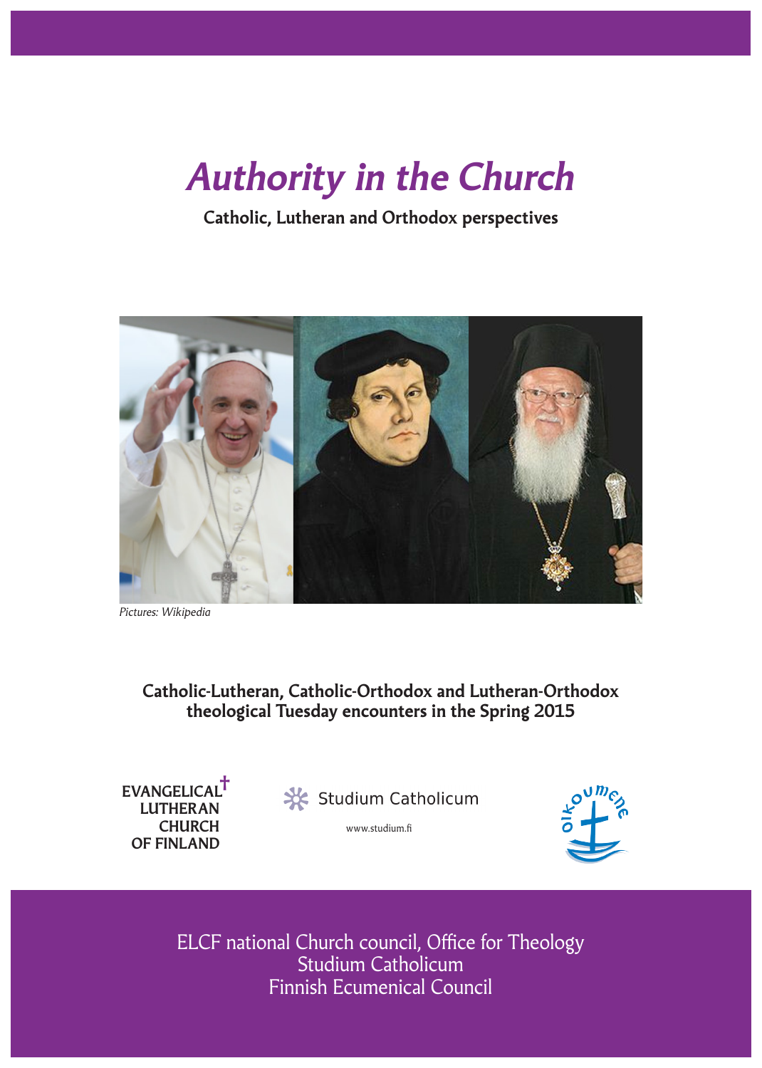# *Authority in the Church*

**Catholic, Lutheran and Orthodox perspectives**

*Pictures: Wikipedia*

**Catholic-Lutheran, Catholic-Orthodox and Lutheran-Orthodox theological Tuesday encounters in the Spring 2015**

EVANGELICAL LUTHERAN CHURCH OF FINLAND

Studium Catholicum

www.studium.fi

oikoumene

ELCF national Church council, Office for Theology
Studium Catholicum
Finnish Ecumenical Council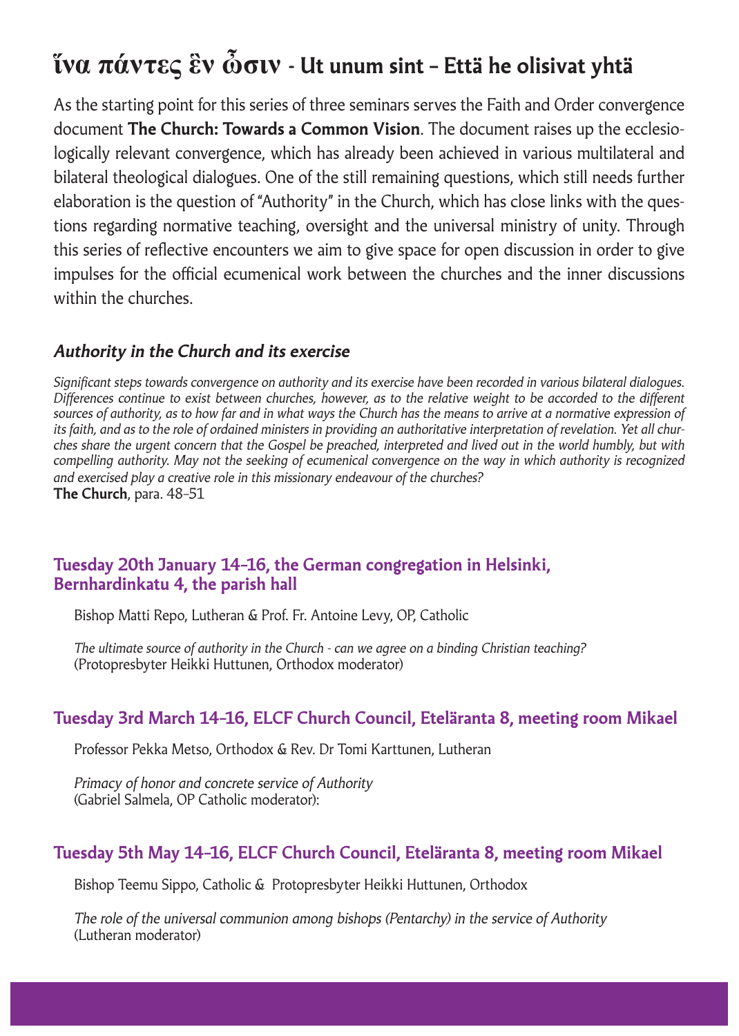# ἵνα πάντες ἓν ὦσιν - Ut unum sint – Että he olisivat yhtä

As the starting point for this series of three seminars serves the Faith and Order convergence document **The Church: Towards a Common Vision**. The document raises up the ecclesiologically relevant convergence, which has already been achieved in various multilateral and bilateral theological dialogues. One of the still remaining questions, which still needs further elaboration is the question of "Authority" in the Church, which has close links with the questions regarding normative teaching, oversight and the universal ministry of unity. Through this series of reflective encounters we aim to give space for open discussion in order to give impulses for the official ecumenical work between the churches and the inner discussions within the churches.

### *Authority in the Church and its exercise*

*Significant steps towards convergence on authority and its exercise have been recorded in various bilateral dialogues. Differences continue to exist between churches, however, as to the relative weight to be accorded to the different sources of authority, as to how far and in what ways the Church has the means to arrive at a normative expression of its faith, and as to the role of ordained ministers in providing an authoritative interpretation of revelation. Yet all churches share the urgent concern that the Gospel be preached, interpreted and lived out in the world humbly, but with compelling authority. May not the seeking of ecumenical convergence on the way in which authority is recognized and exercised play a creative role in this missionary endeavour of the churches?*
**The Church**, para. 48–51

### Tuesday 20th January 14–16, the German congregation in Helsinki, Bernhardinkatu 4, the parish hall

Bishop Matti Repo, Lutheran & Prof. Fr. Antoine Levy, OP, Catholic

*The ultimate source of authority in the Church - can we agree on a binding Christian teaching?*
(Protopresbyter Heikki Huttunen, Orthodox moderator)

### Tuesday 3rd March 14–16, ELCF Church Council, Eteläranta 8, meeting room Mikael

Professor Pekka Metso, Orthodox & Rev. Dr Tomi Karttunen, Lutheran

*Primacy of honor and concrete service of Authority*
(Gabriel Salmela, OP Catholic moderator):

### Tuesday 5th May 14–16, ELCF Church Council, Eteläranta 8, meeting room Mikael

Bishop Teemu Sippo, Catholic & Protopresbyter Heikki Huttunen, Orthodox

*The role of the universal communion among bishops (Pentarchy) in the service of Authority*
(Lutheran moderator)